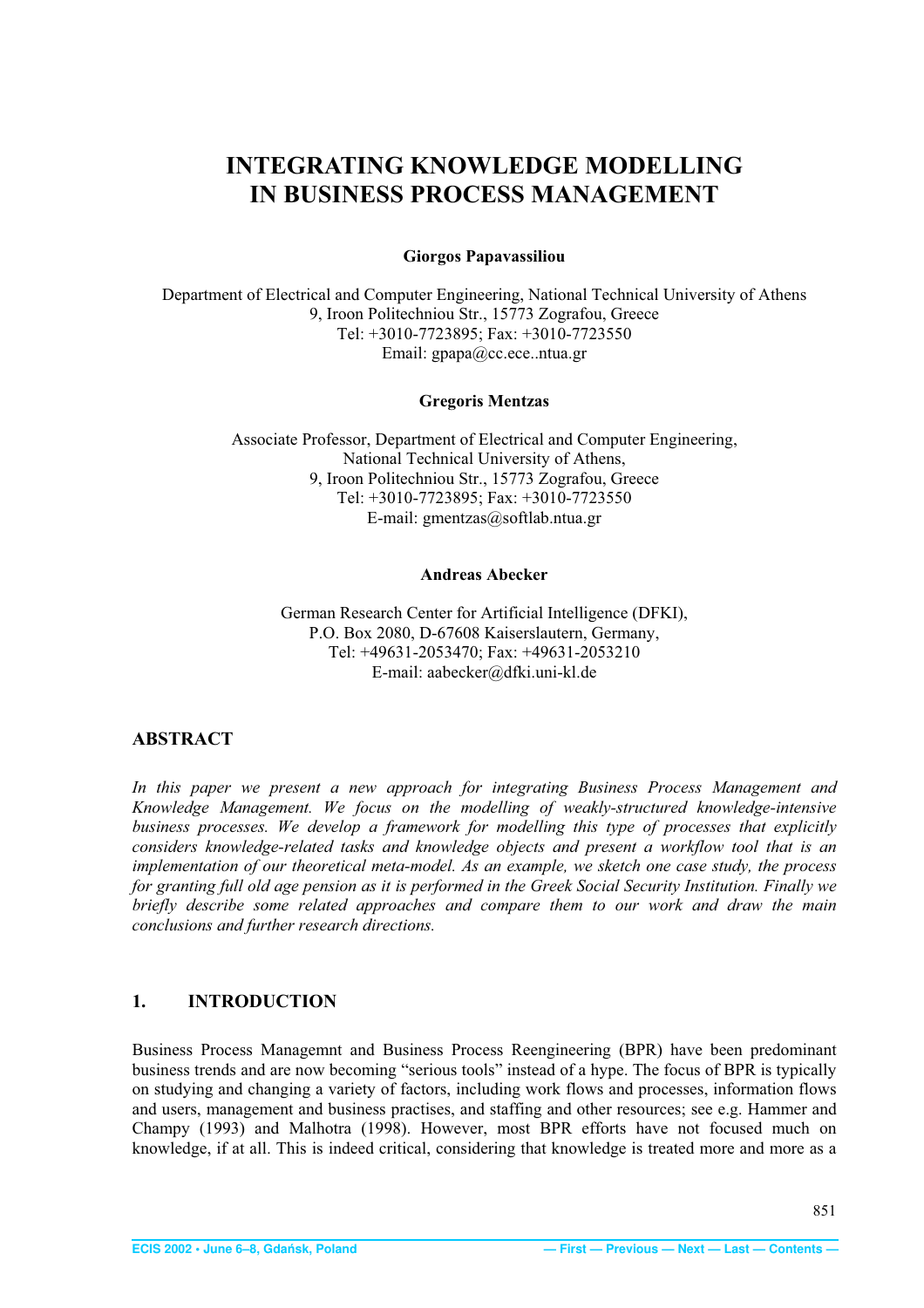# INTEGRATING KNOWLEDGE MODELLING IN BUSINESS PROCESS MANAGEMENT

**Giorgos Papavassiliou**

Department of Electrical and Computer Engineering, National Technical University of Athens
9, Iroon Politechniou Str., 15773 Zografou, Greece
Tel: +3010-7723895; Fax: +3010-7723550
Email: gpapa@cc.ece..ntua.gr

**Gregoris Mentzas**

Associate Professor, Department of Electrical and Computer Engineering,
National Technical University of Athens,
9, Iroon Politechniou Str., 15773 Zografou, Greece
Tel: +3010-7723895; Fax: +3010-7723550
E-mail: gmentzas@softlab.ntua.gr

**Andreas Abecker**

German Research Center for Artificial Intelligence (DFKI),
P.O. Box 2080, D-67608 Kaiserslautern, Germany,
Tel: +49631-2053470; Fax: +49631-2053210
E-mail: aabecker@dfki.uni-kl.de

## ABSTRACT

*In this paper we present a new approach for integrating Business Process Management and Knowledge Management. We focus on the modelling of weakly-structured knowledge-intensive business processes. We develop a framework for modelling this type of processes that explicitly considers knowledge-related tasks and knowledge objects and present a workflow tool that is an implementation of our theoretical meta-model. As an example, we sketch one case study, the process for granting full old age pension as it is performed in the Greek Social Security Institution. Finally we briefly describe some related approaches and compare them to our work and draw the main conclusions and further research directions.*

## 1. INTRODUCTION

Business Process Managemnt and Business Process Reengineering (BPR) have been predominant business trends and are now becoming "serious tools" instead of a hype. The focus of BPR is typically on studying and changing a variety of factors, including work flows and processes, information flows and users, management and business practises, and staffing and other resources; see e.g. Hammer and Champy (1993) and Malhotra (1998). However, most BPR efforts have not focused much on knowledge, if at all. This is indeed critical, considering that knowledge is treated more and more as a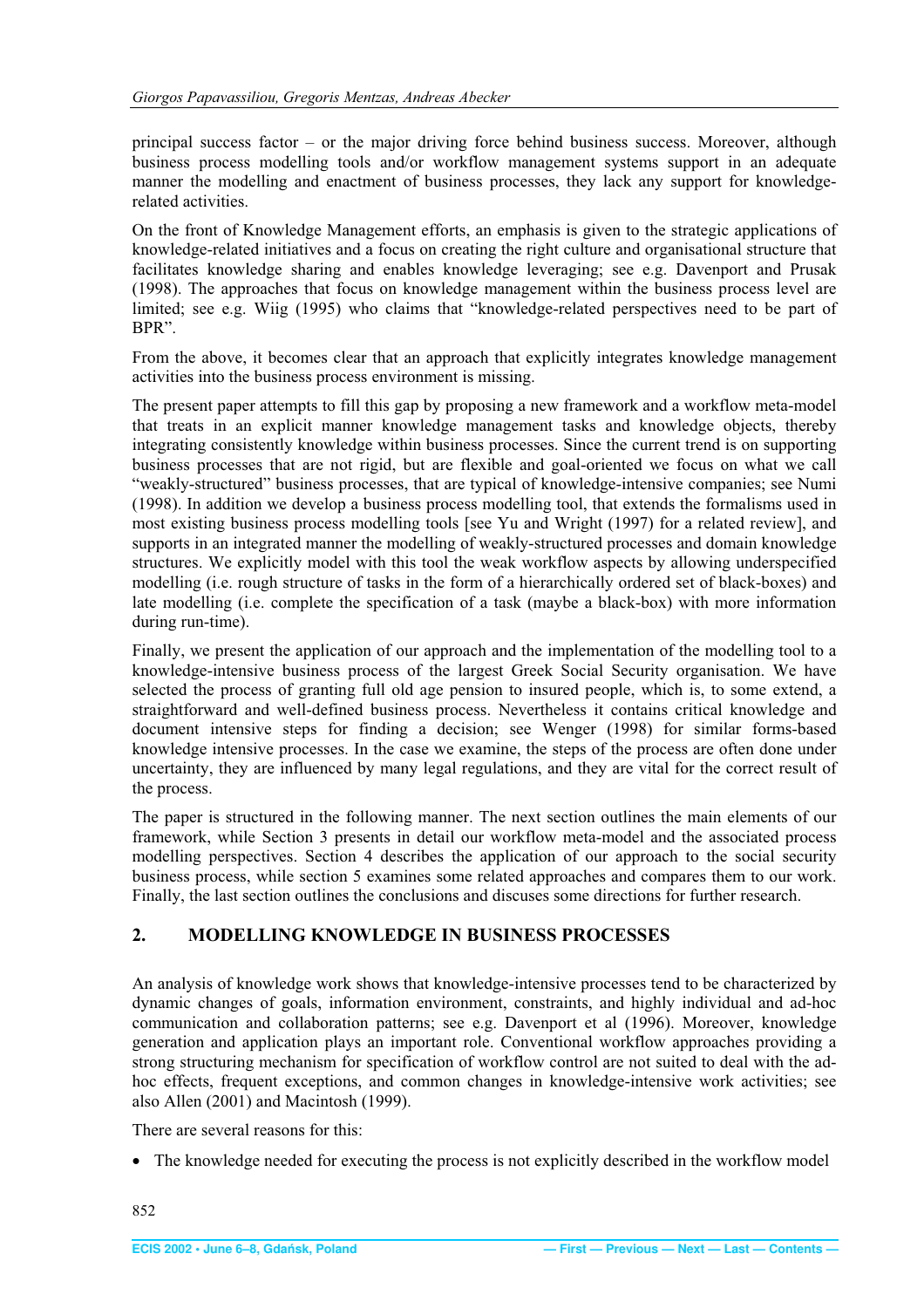principal success factor – or the major driving force behind business success. Moreover, although business process modelling tools and/or workflow management systems support in an adequate manner the modelling and enactment of business processes, they lack any support for knowledge-related activities.

On the front of Knowledge Management efforts, an emphasis is given to the strategic applications of knowledge-related initiatives and a focus on creating the right culture and organisational structure that facilitates knowledge sharing and enables knowledge leveraging; see e.g. Davenport and Prusak (1998). The approaches that focus on knowledge management within the business process level are limited; see e.g. Wiig (1995) who claims that "knowledge-related perspectives need to be part of BPR".

From the above, it becomes clear that an approach that explicitly integrates knowledge management activities into the business process environment is missing.

The present paper attempts to fill this gap by proposing a new framework and a workflow meta-model that treats in an explicit manner knowledge management tasks and knowledge objects, thereby integrating consistently knowledge within business processes. Since the current trend is on supporting business processes that are not rigid, but are flexible and goal-oriented we focus on what we call "weakly-structured" business processes, that are typical of knowledge-intensive companies; see Numi (1998). In addition we develop a business process modelling tool, that extends the formalisms used in most existing business process modelling tools [see Yu and Wright (1997) for a related review], and supports in an integrated manner the modelling of weakly-structured processes and domain knowledge structures. We explicitly model with this tool the weak workflow aspects by allowing underspecified modelling (i.e. rough structure of tasks in the form of a hierarchically ordered set of black-boxes) and late modelling (i.e. complete the specification of a task (maybe a black-box) with more information during run-time).

Finally, we present the application of our approach and the implementation of the modelling tool to a knowledge-intensive business process of the largest Greek Social Security organisation. We have selected the process of granting full old age pension to insured people, which is, to some extend, a straightforward and well-defined business process. Nevertheless it contains critical knowledge and document intensive steps for finding a decision; see Wenger (1998) for similar forms-based knowledge intensive processes. In the case we examine, the steps of the process are often done under uncertainty, they are influenced by many legal regulations, and they are vital for the correct result of the process.

The paper is structured in the following manner. The next section outlines the main elements of our framework, while Section 3 presents in detail our workflow meta-model and the associated process modelling perspectives. Section 4 describes the application of our approach to the social security business process, while section 5 examines some related approaches and compares them to our work. Finally, the last section outlines the conclusions and discuses some directions for further research.

## 2. MODELLING KNOWLEDGE IN BUSINESS PROCESSES

An analysis of knowledge work shows that knowledge-intensive processes tend to be characterized by dynamic changes of goals, information environment, constraints, and highly individual and ad-hoc communication and collaboration patterns; see e.g. Davenport et al (1996). Moreover, knowledge generation and application plays an important role. Conventional workflow approaches providing a strong structuring mechanism for specification of workflow control are not suited to deal with the ad-hoc effects, frequent exceptions, and common changes in knowledge-intensive work activities; see also Allen (2001) and Macintosh (1999).

There are several reasons for this:

- The knowledge needed for executing the process is not explicitly described in the workflow model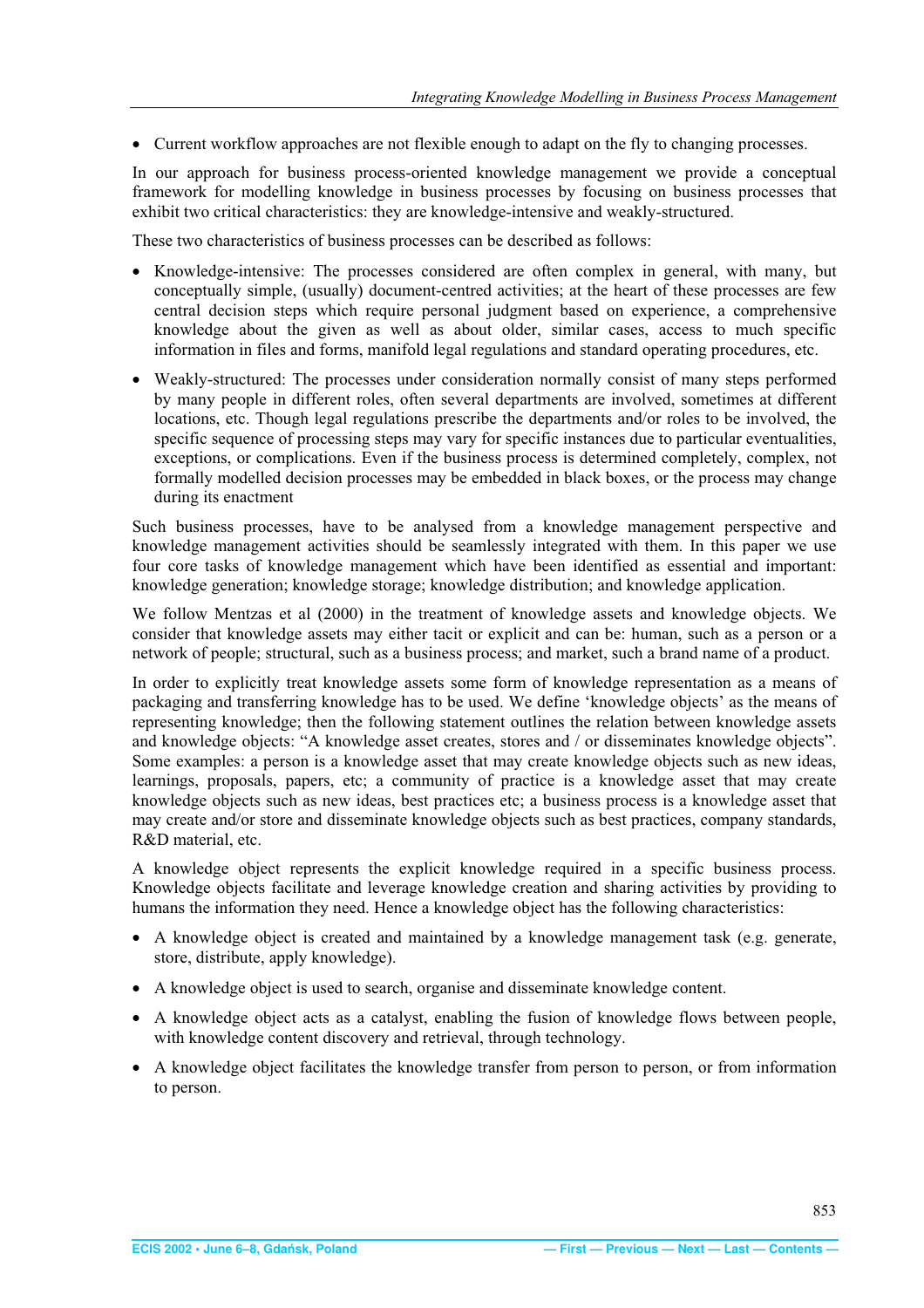- Current workflow approaches are not flexible enough to adapt on the fly to changing processes.

In our approach for business process-oriented knowledge management we provide a conceptual framework for modelling knowledge in business processes by focusing on business processes that exhibit two critical characteristics: they are knowledge-intensive and weakly-structured.

These two characteristics of business processes can be described as follows:

- Knowledge-intensive: The processes considered are often complex in general, with many, but conceptually simple, (usually) document-centred activities; at the heart of these processes are few central decision steps which require personal judgment based on experience, a comprehensive knowledge about the given as well as about older, similar cases, access to much specific information in files and forms, manifold legal regulations and standard operating procedures, etc.
- Weakly-structured: The processes under consideration normally consist of many steps performed by many people in different roles, often several departments are involved, sometimes at different locations, etc. Though legal regulations prescribe the departments and/or roles to be involved, the specific sequence of processing steps may vary for specific instances due to particular eventualities, exceptions, or complications. Even if the business process is determined completely, complex, not formally modelled decision processes may be embedded in black boxes, or the process may change during its enactment

Such business processes, have to be analysed from a knowledge management perspective and knowledge management activities should be seamlessly integrated with them. In this paper we use four core tasks of knowledge management which have been identified as essential and important: knowledge generation; knowledge storage; knowledge distribution; and knowledge application.

We follow Mentzas et al (2000) in the treatment of knowledge assets and knowledge objects. We consider that knowledge assets may either tacit or explicit and can be: human, such as a person or a network of people; structural, such as a business process; and market, such a brand name of a product.

In order to explicitly treat knowledge assets some form of knowledge representation as a means of packaging and transferring knowledge has to be used. We define 'knowledge objects' as the means of representing knowledge; then the following statement outlines the relation between knowledge assets and knowledge objects: "A knowledge asset creates, stores and / or disseminates knowledge objects". Some examples: a person is a knowledge asset that may create knowledge objects such as new ideas, learnings, proposals, papers, etc; a community of practice is a knowledge asset that may create knowledge objects such as new ideas, best practices etc; a business process is a knowledge asset that may create and/or store and disseminate knowledge objects such as best practices, company standards, R&D material, etc.

A knowledge object represents the explicit knowledge required in a specific business process. Knowledge objects facilitate and leverage knowledge creation and sharing activities by providing to humans the information they need. Hence a knowledge object has the following characteristics:

- A knowledge object is created and maintained by a knowledge management task (e.g. generate, store, distribute, apply knowledge).
- A knowledge object is used to search, organise and disseminate knowledge content.
- A knowledge object acts as a catalyst, enabling the fusion of knowledge flows between people, with knowledge content discovery and retrieval, through technology.
- A knowledge object facilitates the knowledge transfer from person to person, or from information to person.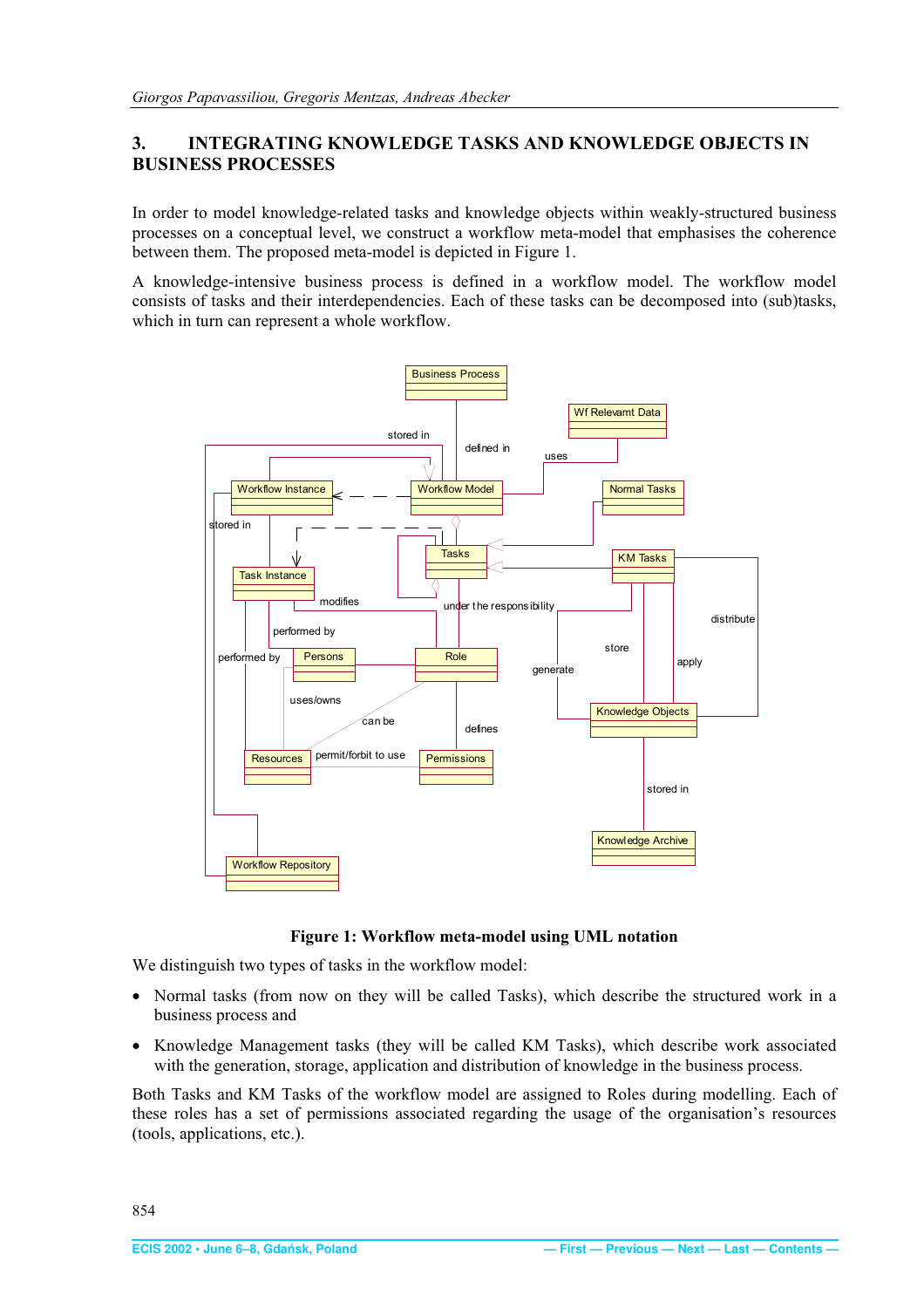## 3. INTEGRATING KNOWLEDGE TASKS AND KNOWLEDGE OBJECTS IN BUSINESS PROCESSES

In order to model knowledge-related tasks and knowledge objects within weakly-structured business processes on a conceptual level, we construct a workflow meta-model that emphasises the coherence between them. The proposed meta-model is depicted in Figure 1.

A knowledge-intensive business process is defined in a workflow model. The workflow model consists of tasks and their interdependencies. Each of these tasks can be decomposed into (sub)tasks, which in turn can represent a whole workflow.

**Figure 1: Workflow meta-model using UML notation**

We distinguish two types of tasks in the workflow model:

- Normal tasks (from now on they will be called Tasks), which describe the structured work in a business process and
- Knowledge Management tasks (they will be called KM Tasks), which describe work associated with the generation, storage, application and distribution of knowledge in the business process.

Both Tasks and KM Tasks of the workflow model are assigned to Roles during modelling. Each of these roles has a set of permissions associated regarding the usage of the organisation's resources (tools, applications, etc.).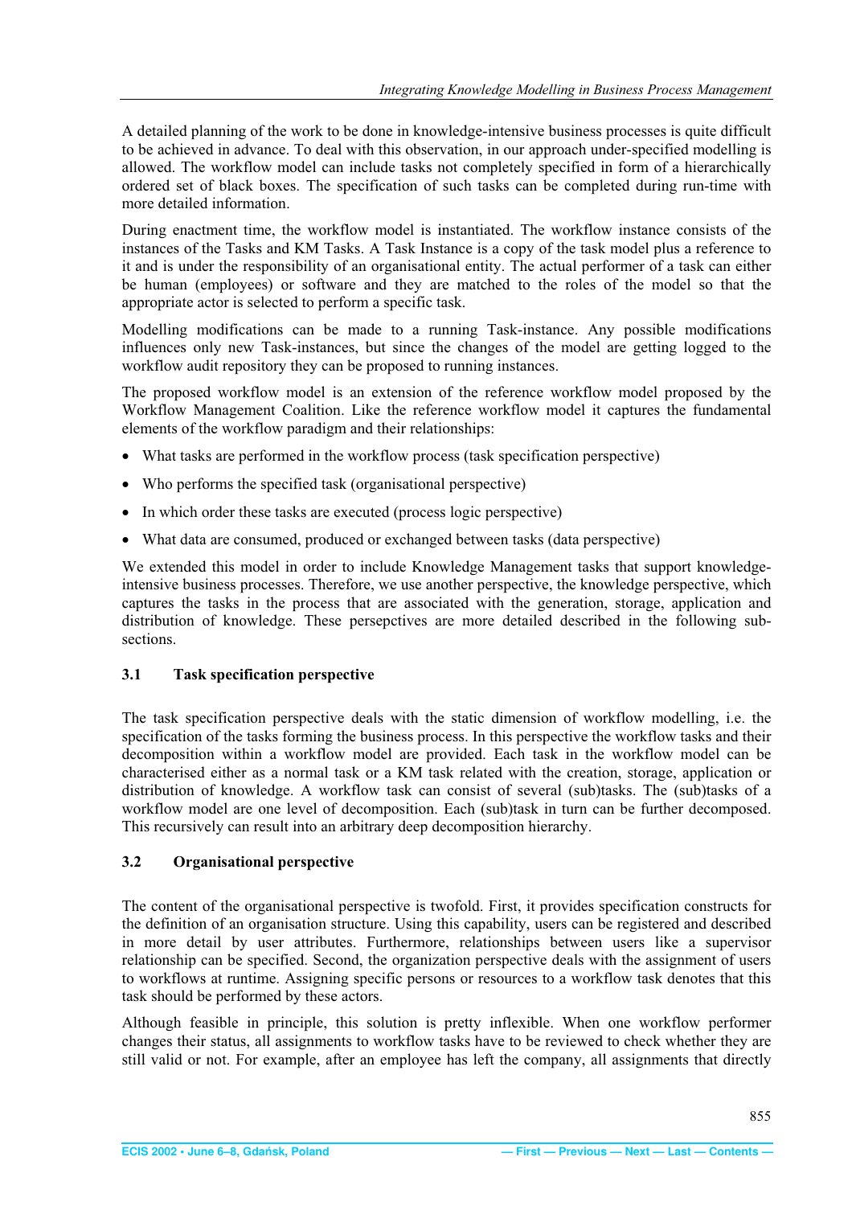A detailed planning of the work to be done in knowledge-intensive business processes is quite difficult to be achieved in advance. To deal with this observation, in our approach under-specified modelling is allowed. The workflow model can include tasks not completely specified in form of a hierarchically ordered set of black boxes. The specification of such tasks can be completed during run-time with more detailed information.

During enactment time, the workflow model is instantiated. The workflow instance consists of the instances of the Tasks and KM Tasks. A Task Instance is a copy of the task model plus a reference to it and is under the responsibility of an organisational entity. The actual performer of a task can either be human (employees) or software and they are matched to the roles of the model so that the appropriate actor is selected to perform a specific task.

Modelling modifications can be made to a running Task-instance. Any possible modifications influences only new Task-instances, but since the changes of the model are getting logged to the workflow audit repository they can be proposed to running instances.

The proposed workflow model is an extension of the reference workflow model proposed by the Workflow Management Coalition. Like the reference workflow model it captures the fundamental elements of the workflow paradigm and their relationships:

- What tasks are performed in the workflow process (task specification perspective)
- Who performs the specified task (organisational perspective)
- In which order these tasks are executed (process logic perspective)
- What data are consumed, produced or exchanged between tasks (data perspective)

We extended this model in order to include Knowledge Management tasks that support knowledge-intensive business processes. Therefore, we use another perspective, the knowledge perspective, which captures the tasks in the process that are associated with the generation, storage, application and distribution of knowledge. These persepctives are more detailed described in the following sub-sections.

### 3.1 Task specification perspective

The task specification perspective deals with the static dimension of workflow modelling, i.e. the specification of the tasks forming the business process. In this perspective the workflow tasks and their decomposition within a workflow model are provided. Each task in the workflow model can be characterised either as a normal task or a KM task related with the creation, storage, application or distribution of knowledge. A workflow task can consist of several (sub)tasks. The (sub)tasks of a workflow model are one level of decomposition. Each (sub)task in turn can be further decomposed. This recursively can result into an arbitrary deep decomposition hierarchy.

### 3.2 Organisational perspective

The content of the organisational perspective is twofold. First, it provides specification constructs for the definition of an organisation structure. Using this capability, users can be registered and described in more detail by user attributes. Furthermore, relationships between users like a supervisor relationship can be specified. Second, the organization perspective deals with the assignment of users to workflows at runtime. Assigning specific persons or resources to a workflow task denotes that this task should be performed by these actors.

Although feasible in principle, this solution is pretty inflexible. When one workflow performer changes their status, all assignments to workflow tasks have to be reviewed to check whether they are still valid or not. For example, after an employee has left the company, all assignments that directly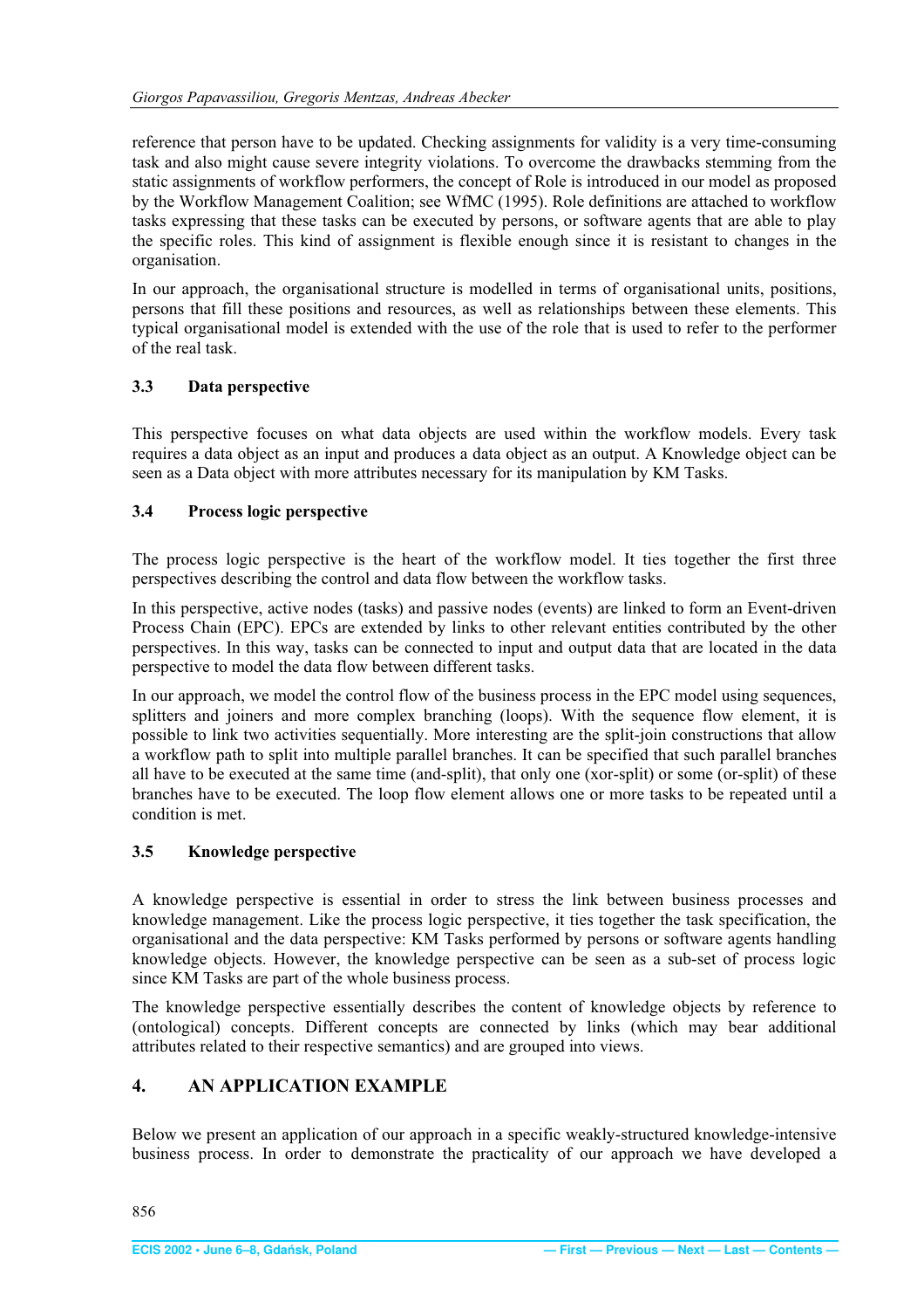reference that person have to be updated. Checking assignments for validity is a very time-consuming task and also might cause severe integrity violations. To overcome the drawbacks stemming from the static assignments of workflow performers, the concept of Role is introduced in our model as proposed by the Workflow Management Coalition; see WfMC (1995). Role definitions are attached to workflow tasks expressing that these tasks can be executed by persons, or software agents that are able to play the specific roles. This kind of assignment is flexible enough since it is resistant to changes in the organisation.

In our approach, the organisational structure is modelled in terms of organisational units, positions, persons that fill these positions and resources, as well as relationships between these elements. This typical organisational model is extended with the use of the role that is used to refer to the performer of the real task.

### 3.3 Data perspective

This perspective focuses on what data objects are used within the workflow models. Every task requires a data object as an input and produces a data object as an output. A Knowledge object can be seen as a Data object with more attributes necessary for its manipulation by KM Tasks.

### 3.4 Process logic perspective

The process logic perspective is the heart of the workflow model. It ties together the first three perspectives describing the control and data flow between the workflow tasks.

In this perspective, active nodes (tasks) and passive nodes (events) are linked to form an Event-driven Process Chain (EPC). EPCs are extended by links to other relevant entities contributed by the other perspectives. In this way, tasks can be connected to input and output data that are located in the data perspective to model the data flow between different tasks.

In our approach, we model the control flow of the business process in the EPC model using sequences, splitters and joiners and more complex branching (loops). With the sequence flow element, it is possible to link two activities sequentially. More interesting are the split-join constructions that allow a workflow path to split into multiple parallel branches. It can be specified that such parallel branches all have to be executed at the same time (and-split), that only one (xor-split) or some (or-split) of these branches have to be executed. The loop flow element allows one or more tasks to be repeated until a condition is met.

### 3.5 Knowledge perspective

A knowledge perspective is essential in order to stress the link between business processes and knowledge management. Like the process logic perspective, it ties together the task specification, the organisational and the data perspective: KM Tasks performed by persons or software agents handling knowledge objects. However, the knowledge perspective can be seen as a sub-set of process logic since KM Tasks are part of the whole business process.

The knowledge perspective essentially describes the content of knowledge objects by reference to (ontological) concepts. Different concepts are connected by links (which may bear additional attributes related to their respective semantics) and are grouped into views.

## 4. AN APPLICATION EXAMPLE

Below we present an application of our approach in a specific weakly-structured knowledge-intensive business process. In order to demonstrate the practicality of our approach we have developed a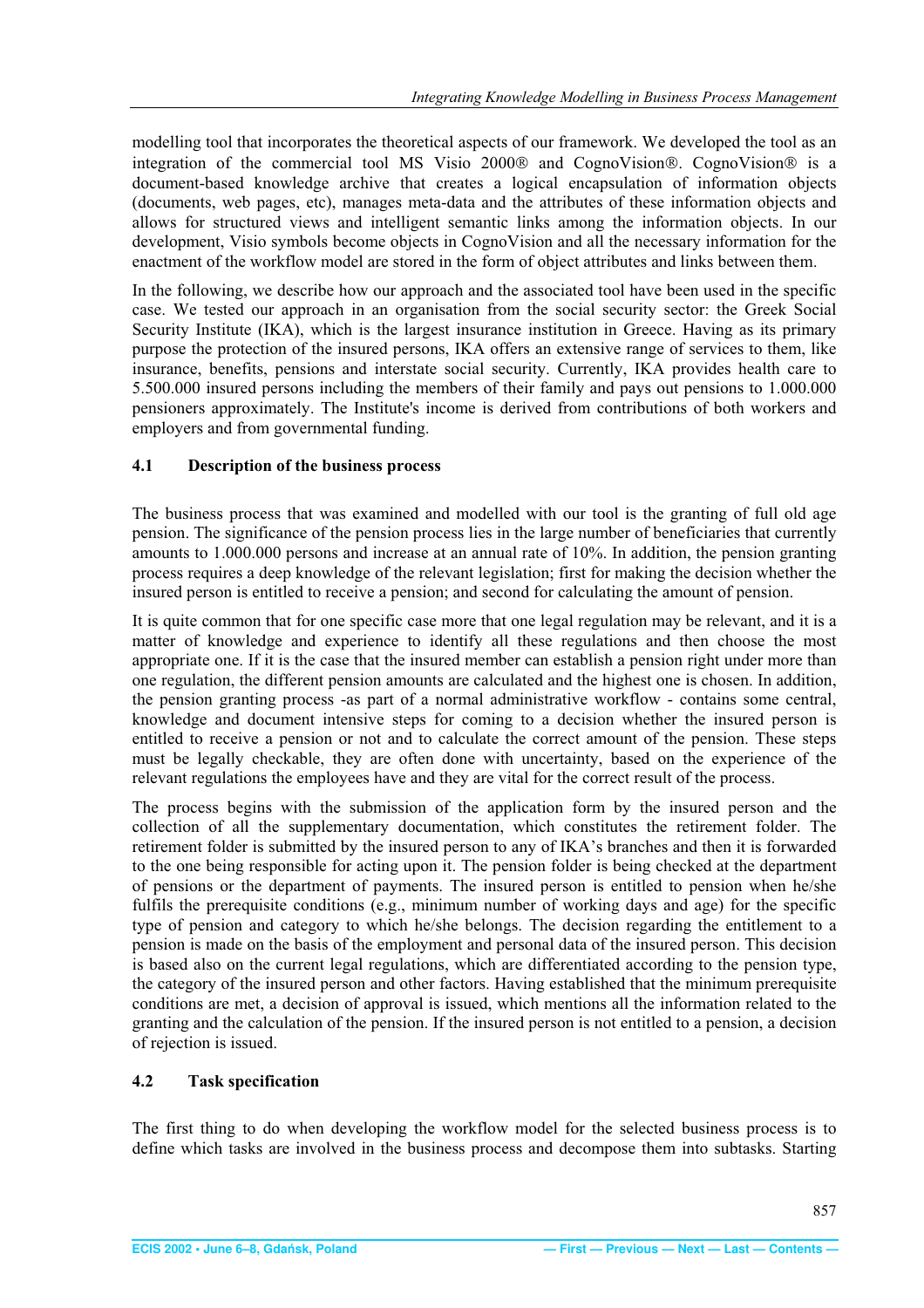modelling tool that incorporates the theoretical aspects of our framework. We developed the tool as an integration of the commercial tool MS Visio 2000® and CognoVision®. CognoVision® is a document-based knowledge archive that creates a logical encapsulation of information objects (documents, web pages, etc), manages meta-data and the attributes of these information objects and allows for structured views and intelligent semantic links among the information objects. In our development, Visio symbols become objects in CognoVision and all the necessary information for the enactment of the workflow model are stored in the form of object attributes and links between them.

In the following, we describe how our approach and the associated tool have been used in the specific case. We tested our approach in an organisation from the social security sector: the Greek Social Security Institute (IKA), which is the largest insurance institution in Greece. Having as its primary purpose the protection of the insured persons, IKA offers an extensive range of services to them, like insurance, benefits, pensions and interstate social security. Currently, IKA provides health care to 5.500.000 insured persons including the members of their family and pays out pensions to 1.000.000 pensioners approximately. The Institute's income is derived from contributions of both workers and employers and from governmental funding.

### 4.1 Description of the business process

The business process that was examined and modelled with our tool is the granting of full old age pension. The significance of the pension process lies in the large number of beneficiaries that currently amounts to 1.000.000 persons and increase at an annual rate of 10%. In addition, the pension granting process requires a deep knowledge of the relevant legislation; first for making the decision whether the insured person is entitled to receive a pension; and second for calculating the amount of pension.

It is quite common that for one specific case more that one legal regulation may be relevant, and it is a matter of knowledge and experience to identify all these regulations and then choose the most appropriate one. If it is the case that the insured member can establish a pension right under more than one regulation, the different pension amounts are calculated and the highest one is chosen. In addition, the pension granting process -as part of a normal administrative workflow - contains some central, knowledge and document intensive steps for coming to a decision whether the insured person is entitled to receive a pension or not and to calculate the correct amount of the pension. These steps must be legally checkable, they are often done with uncertainty, based on the experience of the relevant regulations the employees have and they are vital for the correct result of the process.

The process begins with the submission of the application form by the insured person and the collection of all the supplementary documentation, which constitutes the retirement folder. The retirement folder is submitted by the insured person to any of IKA's branches and then it is forwarded to the one being responsible for acting upon it. The pension folder is being checked at the department of pensions or the department of payments. The insured person is entitled to pension when he/she fulfils the prerequisite conditions (e.g., minimum number of working days and age) for the specific type of pension and category to which he/she belongs. The decision regarding the entitlement to a pension is made on the basis of the employment and personal data of the insured person. This decision is based also on the current legal regulations, which are differentiated according to the pension type, the category of the insured person and other factors. Having established that the minimum prerequisite conditions are met, a decision of approval is issued, which mentions all the information related to the granting and the calculation of the pension. If the insured person is not entitled to a pension, a decision of rejection is issued.

### 4.2 Task specification

The first thing to do when developing the workflow model for the selected business process is to define which tasks are involved in the business process and decompose them into subtasks. Starting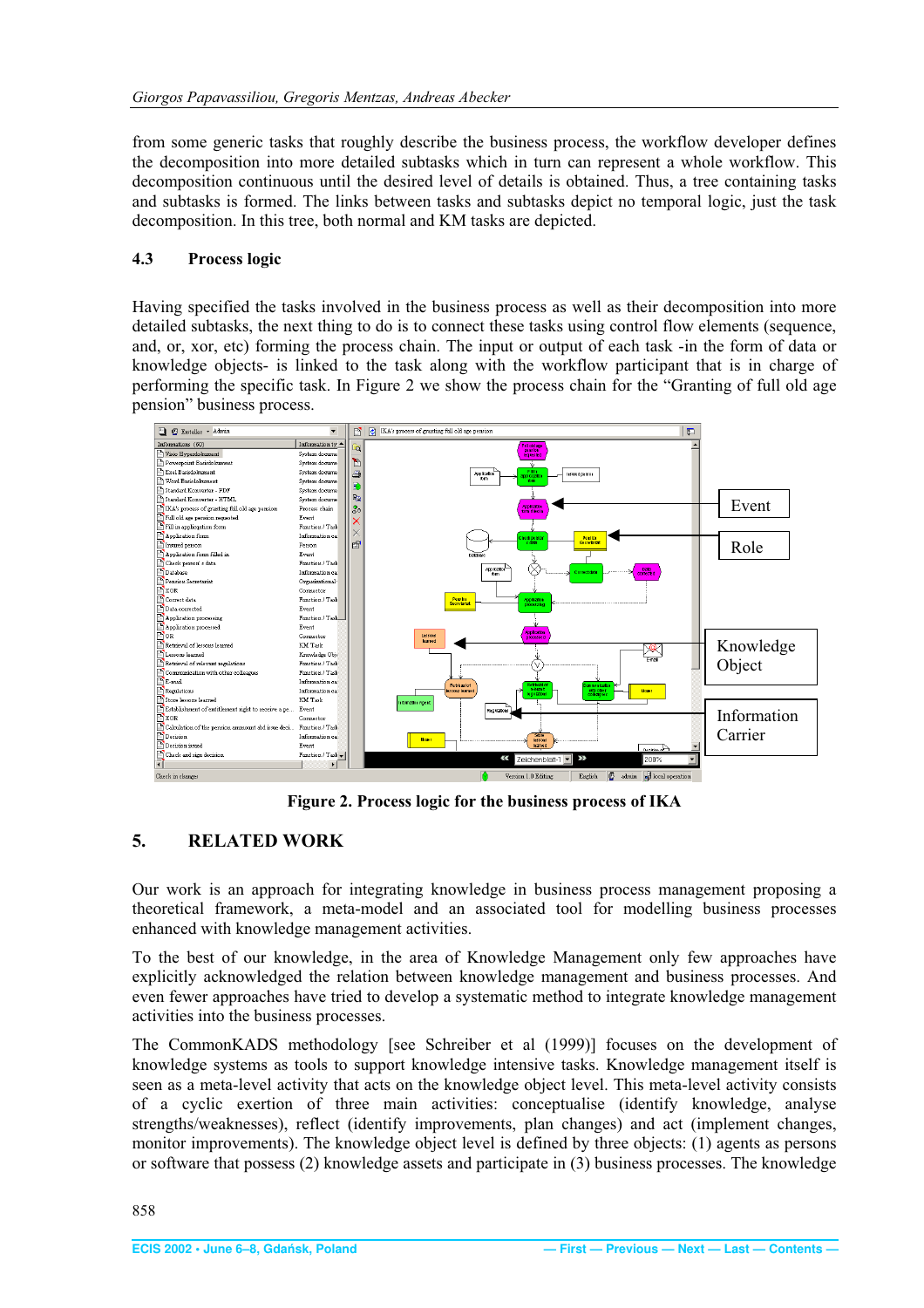from some generic tasks that roughly describe the business process, the workflow developer defines the decomposition into more detailed subtasks which in turn can represent a whole workflow. This decomposition continuous until the desired level of details is obtained. Thus, a tree containing tasks and subtasks is formed. The links between tasks and subtasks depict no temporal logic, just the task decomposition. In this tree, both normal and KM tasks are depicted.

### 4.3 Process logic

Having specified the tasks involved in the business process as well as their decomposition into more detailed subtasks, the next thing to do is to connect these tasks using control flow elements (sequence, and, or, xor, etc) forming the process chain. The input or output of each task -in the form of data or knowledge objects- is linked to the task along with the workflow participant that is in charge of performing the specific task. In Figure 2 we show the process chain for the "Granting of full old age pension" business process.

**Figure 2. Process logic for the business process of IKA**

## 5. RELATED WORK

Our work is an approach for integrating knowledge in business process management proposing a theoretical framework, a meta-model and an associated tool for modelling business processes enhanced with knowledge management activities.

To the best of our knowledge, in the area of Knowledge Management only few approaches have explicitly acknowledged the relation between knowledge management and business processes. And even fewer approaches have tried to develop a systematic method to integrate knowledge management activities into the business processes.

The CommonKADS methodology [see Schreiber et al (1999)] focuses on the development of knowledge systems as tools to support knowledge intensive tasks. Knowledge management itself is seen as a meta-level activity that acts on the knowledge object level. This meta-level activity consists of a cyclic exertion of three main activities: conceptualise (identify knowledge, analyse strengths/weaknesses), reflect (identify improvements, plan changes) and act (implement changes, monitor improvements). The knowledge object level is defined by three objects: (1) agents as persons or software that possess (2) knowledge assets and participate in (3) business processes. The knowledge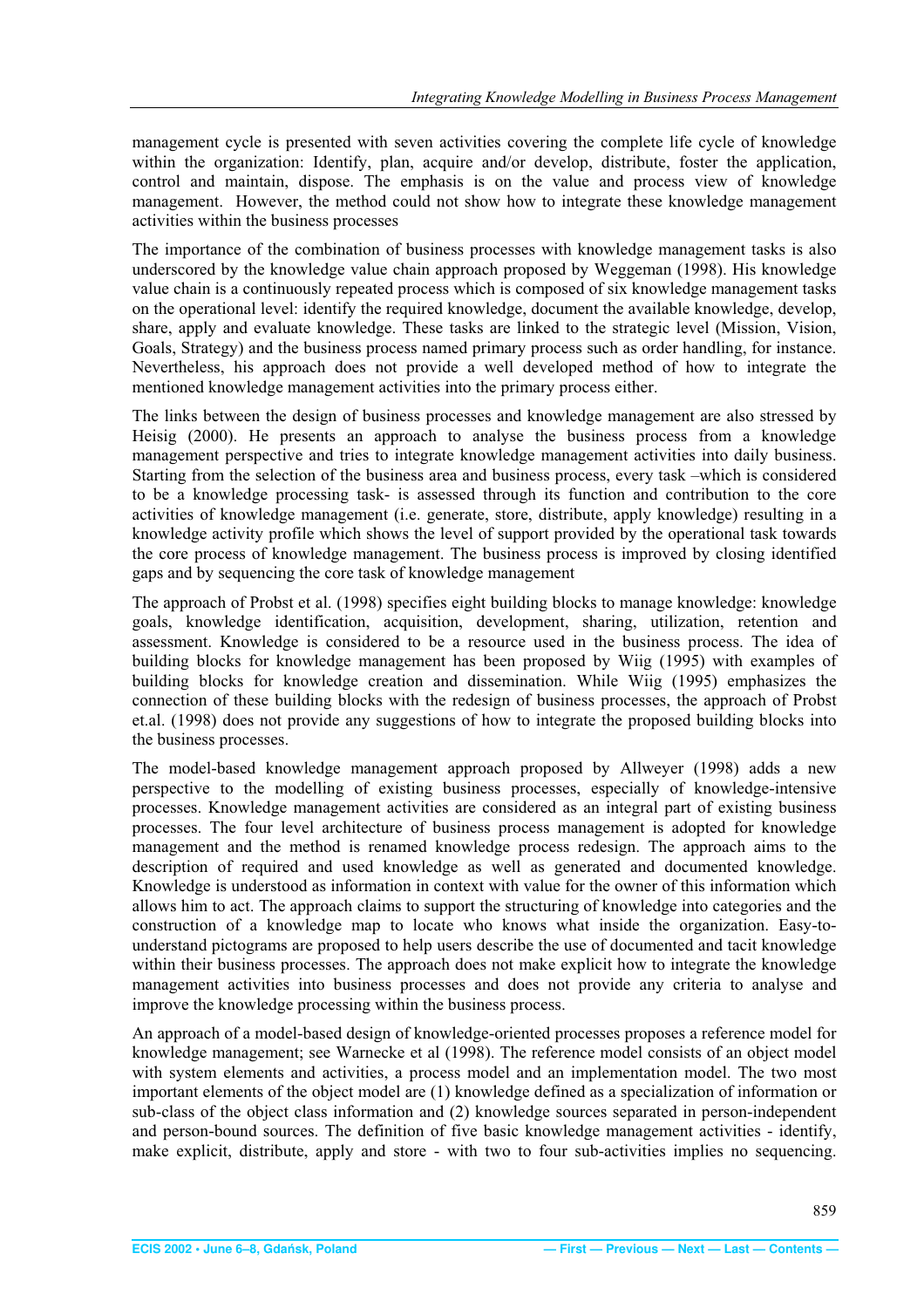management cycle is presented with seven activities covering the complete life cycle of knowledge within the organization: Identify, plan, acquire and/or develop, distribute, foster the application, control and maintain, dispose. The emphasis is on the value and process view of knowledge management. However, the method could not show how to integrate these knowledge management activities within the business processes

The importance of the combination of business processes with knowledge management tasks is also underscored by the knowledge value chain approach proposed by Weggeman (1998). His knowledge value chain is a continuously repeated process which is composed of six knowledge management tasks on the operational level: identify the required knowledge, document the available knowledge, develop, share, apply and evaluate knowledge. These tasks are linked to the strategic level (Mission, Vision, Goals, Strategy) and the business process named primary process such as order handling, for instance. Nevertheless, his approach does not provide a well developed method of how to integrate the mentioned knowledge management activities into the primary process either.

The links between the design of business processes and knowledge management are also stressed by Heisig (2000). He presents an approach to analyse the business process from a knowledge management perspective and tries to integrate knowledge management activities into daily business. Starting from the selection of the business area and business process, every task –which is considered to be a knowledge processing task- is assessed through its function and contribution to the core activities of knowledge management (i.e. generate, store, distribute, apply knowledge) resulting in a knowledge activity profile which shows the level of support provided by the operational task towards the core process of knowledge management. The business process is improved by closing identified gaps and by sequencing the core task of knowledge management

The approach of Probst et al. (1998) specifies eight building blocks to manage knowledge: knowledge goals, knowledge identification, acquisition, development, sharing, utilization, retention and assessment. Knowledge is considered to be a resource used in the business process. The idea of building blocks for knowledge management has been proposed by Wiig (1995) with examples of building blocks for knowledge creation and dissemination. While Wiig (1995) emphasizes the connection of these building blocks with the redesign of business processes, the approach of Probst et.al. (1998) does not provide any suggestions of how to integrate the proposed building blocks into the business processes.

The model-based knowledge management approach proposed by Allweyer (1998) adds a new perspective to the modelling of existing business processes, especially of knowledge-intensive processes. Knowledge management activities are considered as an integral part of existing business processes. The four level architecture of business process management is adopted for knowledge management and the method is renamed knowledge process redesign. The approach aims to the description of required and used knowledge as well as generated and documented knowledge. Knowledge is understood as information in context with value for the owner of this information which allows him to act. The approach claims to support the structuring of knowledge into categories and the construction of a knowledge map to locate who knows what inside the organization. Easy-to-understand pictograms are proposed to help users describe the use of documented and tacit knowledge within their business processes. The approach does not make explicit how to integrate the knowledge management activities into business processes and does not provide any criteria to analyse and improve the knowledge processing within the business process.

An approach of a model-based design of knowledge-oriented processes proposes a reference model for knowledge management; see Warnecke et al (1998). The reference model consists of an object model with system elements and activities, a process model and an implementation model. The two most important elements of the object model are (1) knowledge defined as a specialization of information or sub-class of the object class information and (2) knowledge sources separated in person-independent and person-bound sources. The definition of five basic knowledge management activities - identify, make explicit, distribute, apply and store - with two to four sub-activities implies no sequencing.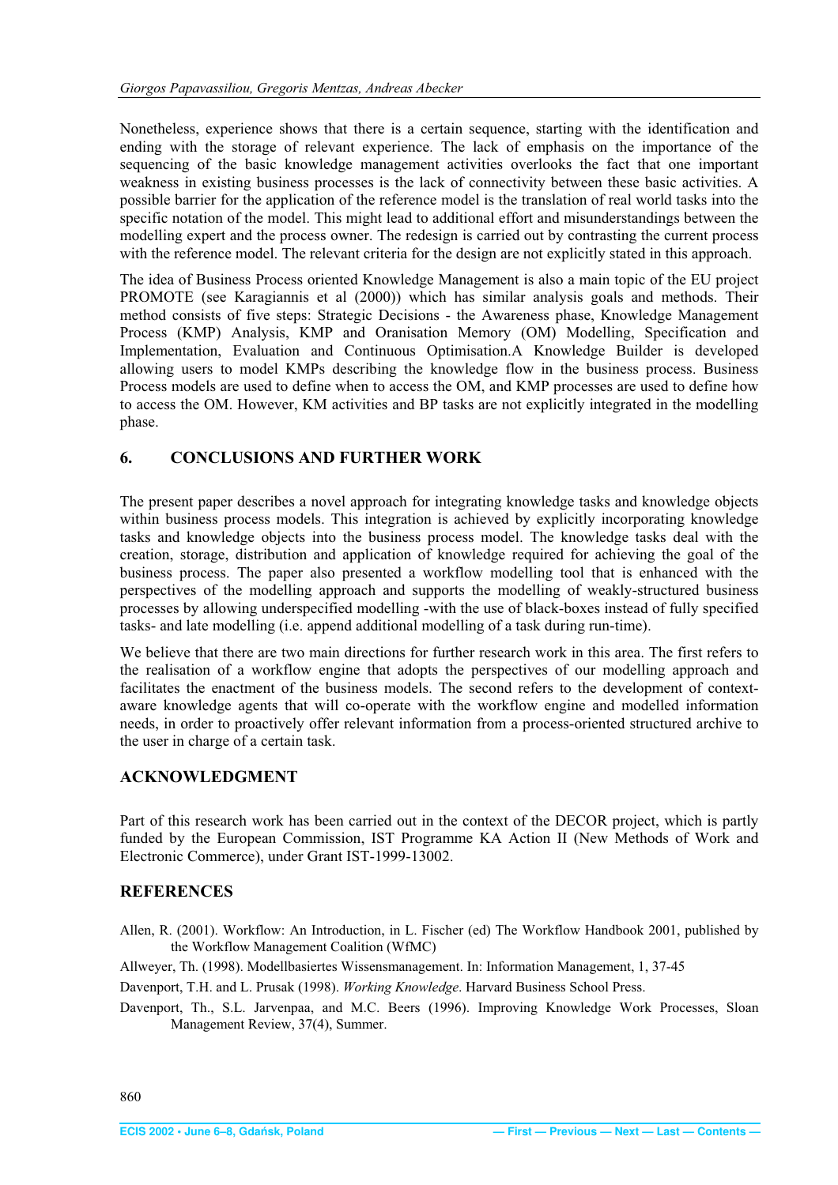Nonetheless, experience shows that there is a certain sequence, starting with the identification and ending with the storage of relevant experience. The lack of emphasis on the importance of the sequencing of the basic knowledge management activities overlooks the fact that one important weakness in existing business processes is the lack of connectivity between these basic activities. A possible barrier for the application of the reference model is the translation of real world tasks into the specific notation of the model. This might lead to additional effort and misunderstandings between the modelling expert and the process owner. The redesign is carried out by contrasting the current process with the reference model. The relevant criteria for the design are not explicitly stated in this approach.

The idea of Business Process oriented Knowledge Management is also a main topic of the EU project PROMOTE (see Karagiannis et al (2000)) which has similar analysis goals and methods. Their method consists of five steps: Strategic Decisions - the Awareness phase, Knowledge Management Process (KMP) Analysis, KMP and Oranisation Memory (OM) Modelling, Specification and Implementation, Evaluation and Continuous Optimisation.A Knowledge Builder is developed allowing users to model KMPs describing the knowledge flow in the business process. Business Process models are used to define when to access the OM, and KMP processes are used to define how to access the OM. However, KM activities and BP tasks are not explicitly integrated in the modelling phase.

## 6. CONCLUSIONS AND FURTHER WORK

The present paper describes a novel approach for integrating knowledge tasks and knowledge objects within business process models. This integration is achieved by explicitly incorporating knowledge tasks and knowledge objects into the business process model. The knowledge tasks deal with the creation, storage, distribution and application of knowledge required for achieving the goal of the business process. The paper also presented a workflow modelling tool that is enhanced with the perspectives of the modelling approach and supports the modelling of weakly-structured business processes by allowing underspecified modelling -with the use of black-boxes instead of fully specified tasks- and late modelling (i.e. append additional modelling of a task during run-time).

We believe that there are two main directions for further research work in this area. The first refers to the realisation of a workflow engine that adopts the perspectives of our modelling approach and facilitates the enactment of the business models. The second refers to the development of context-aware knowledge agents that will co-operate with the workflow engine and modelled information needs, in order to proactively offer relevant information from a process-oriented structured archive to the user in charge of a certain task.

## ACKNOWLEDGMENT

Part of this research work has been carried out in the context of the DECOR project, which is partly funded by the European Commission, IST Programme KA Action II (New Methods of Work and Electronic Commerce), under Grant IST-1999-13002.

## REFERENCES

Allen, R. (2001). Workflow: An Introduction, in L. Fischer (ed) The Workflow Handbook 2001, published by the Workflow Management Coalition (WfMC)

Allweyer, Th. (1998). Modellbasiertes Wissensmanagement. In: Information Management, 1, 37-45

Davenport, T.H. and L. Prusak (1998). *Working Knowledge*. Harvard Business School Press.

Davenport, Th., S.L. Jarvenpaa, and M.C. Beers (1996). Improving Knowledge Work Processes, Sloan Management Review, 37(4), Summer.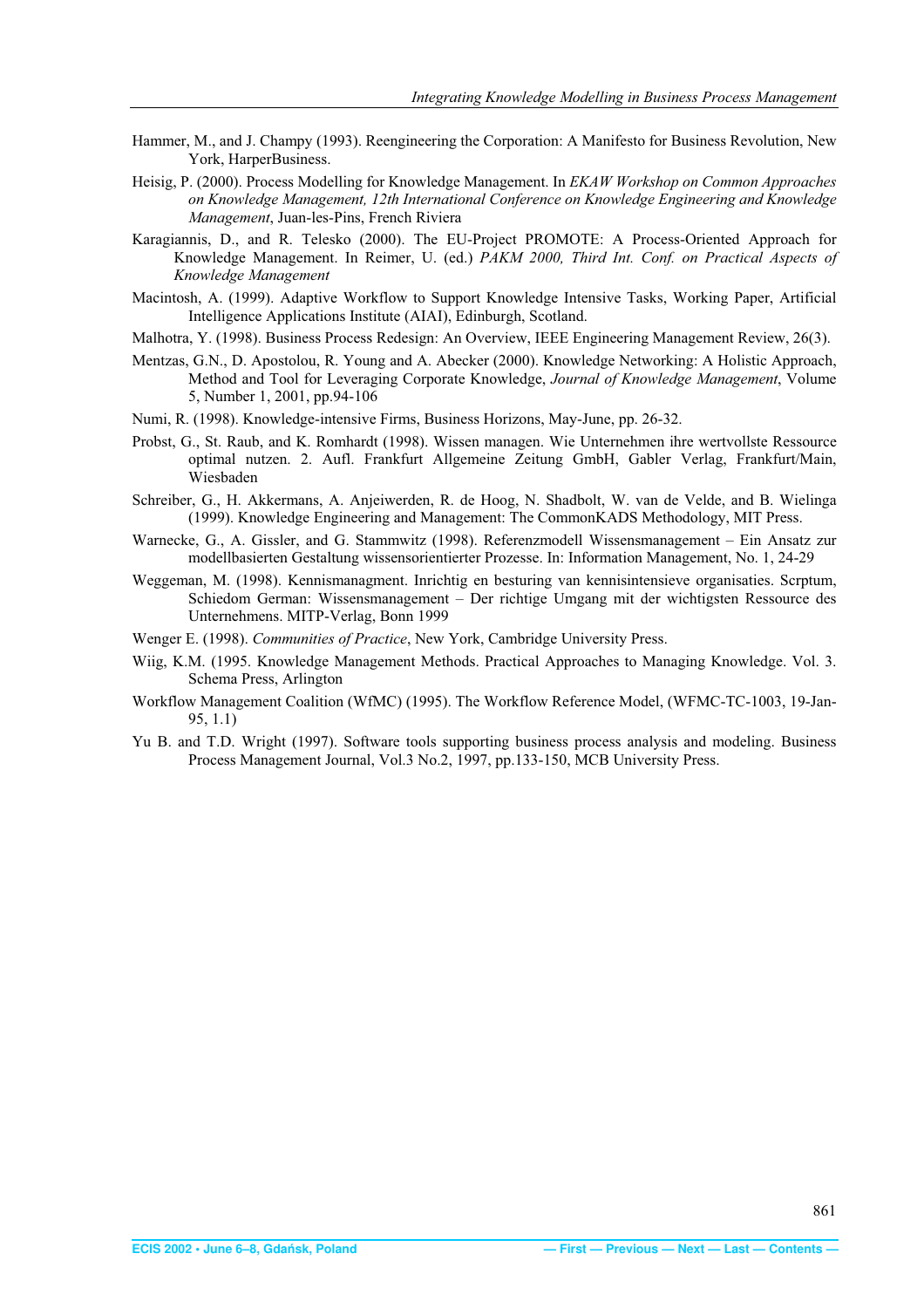Hammer, M., and J. Champy (1993). Reengineering the Corporation: A Manifesto for Business Revolution, New York, HarperBusiness.

Heisig, P. (2000). Process Modelling for Knowledge Management. In *EKAW Workshop on Common Approaches on Knowledge Management, 12th International Conference on Knowledge Engineering and Knowledge Management*, Juan-les-Pins, French Riviera

Karagiannis, D., and R. Telesko (2000). The EU-Project PROMOTE: A Process-Oriented Approach for Knowledge Management. In Reimer, U. (ed.) *PAKM 2000, Third Int. Conf. on Practical Aspects of Knowledge Management*

Macintosh, A. (1999). Adaptive Workflow to Support Knowledge Intensive Tasks, Working Paper, Artificial Intelligence Applications Institute (AIAI), Edinburgh, Scotland.

Malhotra, Y. (1998). Business Process Redesign: An Overview, IEEE Engineering Management Review, 26(3).

Mentzas, G.N., D. Apostolou, R. Young and A. Abecker (2000). Knowledge Networking: A Holistic Approach, Method and Tool for Leveraging Corporate Knowledge, *Journal of Knowledge Management*, Volume 5, Number 1, 2001, pp.94-106

Numi, R. (1998). Knowledge-intensive Firms, Business Horizons, May-June, pp. 26-32.

Probst, G., St. Raub, and K. Romhardt (1998). Wissen managen. Wie Unternehmen ihre wertvollste Ressource optimal nutzen. 2. Aufl. Frankfurt Allgemeine Zeitung GmbH, Gabler Verlag, Frankfurt/Main, Wiesbaden

Schreiber, G., H. Akkermans, A. Anjeiwerden, R. de Hoog, N. Shadbolt, W. van de Velde, and B. Wielinga (1999). Knowledge Engineering and Management: The CommonKADS Methodology, MIT Press.

Warnecke, G., A. Gissler, and G. Stammwitz (1998). Referenzmodell Wissensmanagement – Ein Ansatz zur modellbasierten Gestaltung wissensorientierter Prozesse. In: Information Management, No. 1, 24-29

Weggeman, M. (1998). Kennismanagment. Inrichtig en besturing van kennisintensieve organisaties. Scrptum, Schiedom German: Wissensmanagement – Der richtige Umgang mit der wichtigsten Ressource des Unternehmens. MITP-Verlag, Bonn 1999

Wenger E. (1998). *Communities of Practice*, New York, Cambridge University Press.

Wiig, K.M. (1995. Knowledge Management Methods. Practical Approaches to Managing Knowledge. Vol. 3. Schema Press, Arlington

Workflow Management Coalition (WfMC) (1995). The Workflow Reference Model, (WFMC-TC-1003, 19-Jan-95, 1.1)

Yu B. and T.D. Wright (1997). Software tools supporting business process analysis and modeling. Business Process Management Journal, Vol.3 No.2, 1997, pp.133-150, MCB University Press.